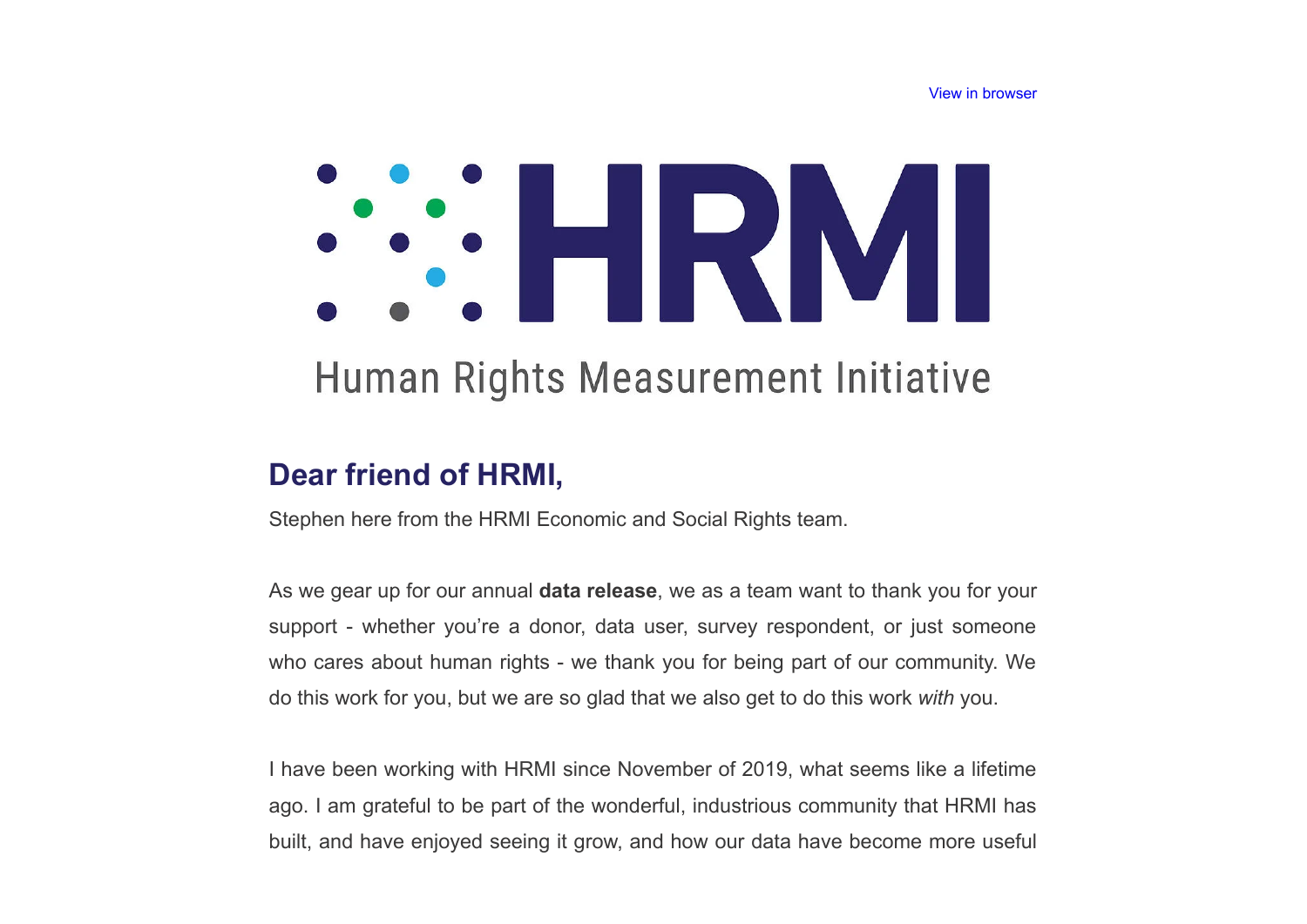View in browser

HRMI

Human Rights Measurement Initiative

## Dear friend of HRMI,

Stephen here from the HRMI Economic and Social Rights team.

As we gear up for our annual **data release**, we as a team want to thank you for your support - whether you're a donor, data user, survey respondent, or just someone who cares about human rights - we thank you for being part of our community. We do this work for you, but we are so glad that we also get to do this work *with* you.

I have been working with HRMI since November of 2019, what seems like a lifetime ago. I am grateful to be part of the wonderful, industrious community that HRMI has built, and have enjoyed seeing it grow, and how our data have become more useful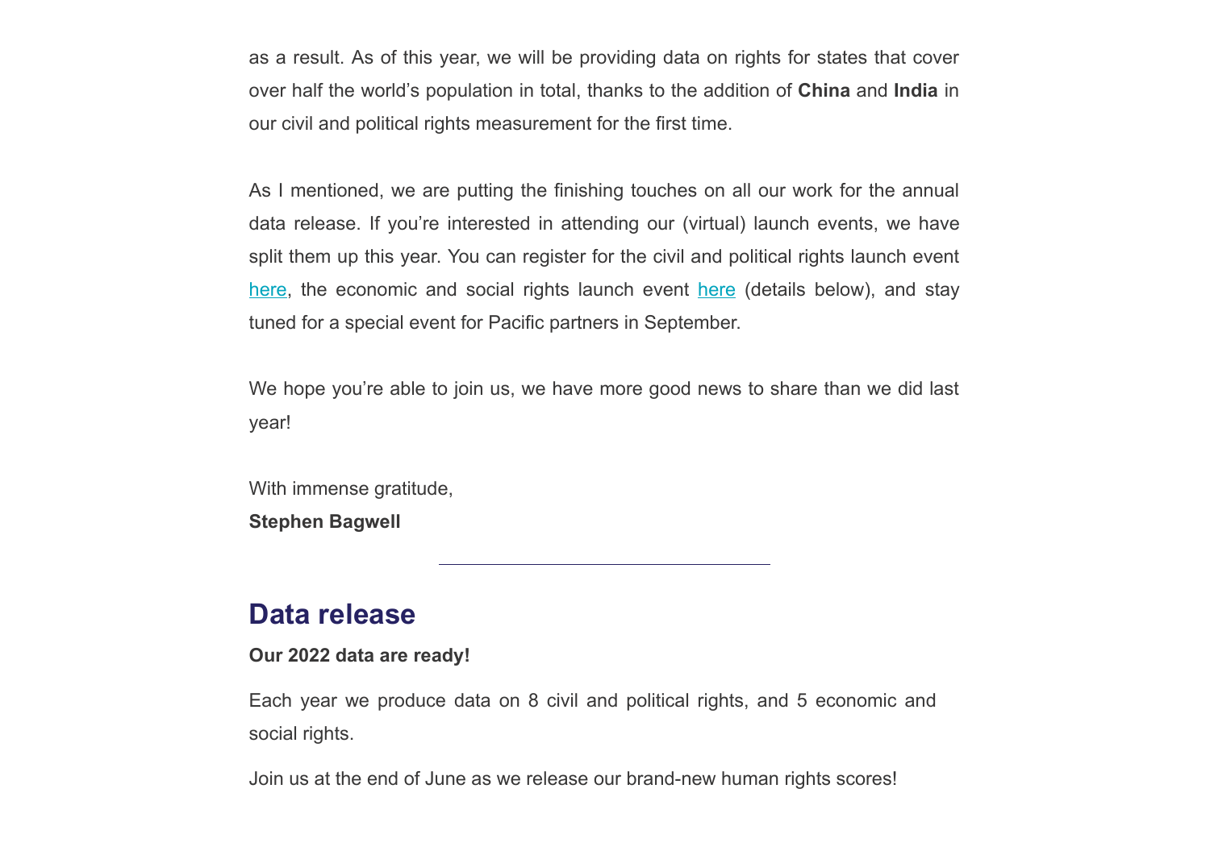as a result. As of this year, we will be providing data on rights for states that cover over half the world's population in total, thanks to the addition of **China** and **India** in our civil and political rights measurement for the first time.

As I mentioned, we are putting the finishing touches on all our work for the annual data release. If you're interested in attending our (virtual) launch events, we have split them up this year. You can register for the civil and political rights launch event here, the economic and social rights launch event here (details below), and stay tuned for a special event for Pacific partners in September.

We hope you're able to join us, we have more good news to share than we did last year!

With immense gratitude,
**Stephen Bagwell**

---

## Data release

**Our 2022 data are ready!**

Each year we produce data on 8 civil and political rights, and 5 economic and social rights.

Join us at the end of June as we release our brand-new human rights scores!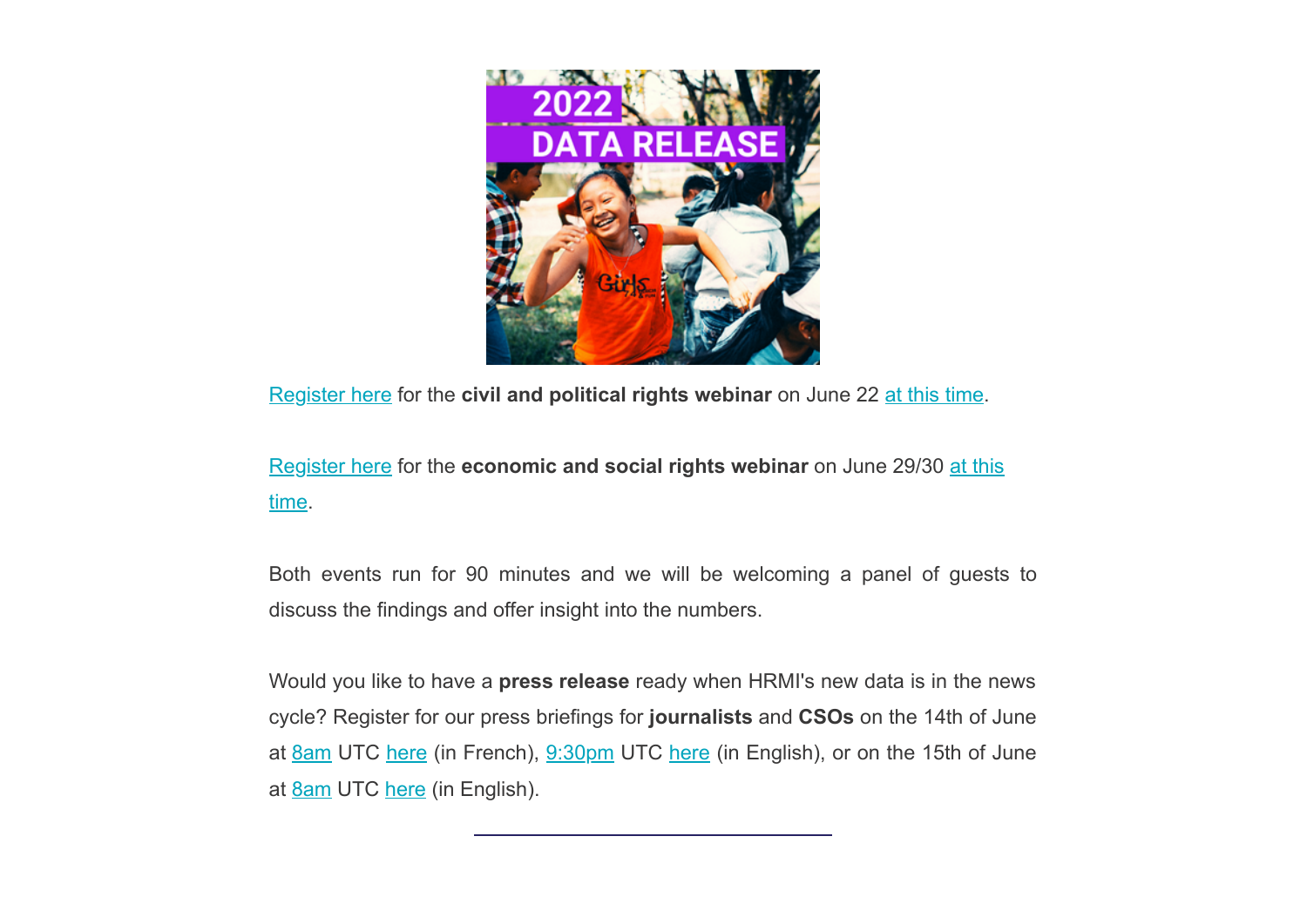Register here for the **civil and political rights webinar** on June 22 at this time.

Register here for the **economic and social rights webinar** on June 29/30 at this time.

Both events run for 90 minutes and we will be welcoming a panel of guests to discuss the findings and offer insight into the numbers.

Would you like to have a **press release** ready when HRMI's new data is in the news cycle? Register for our press briefings for **journalists** and **CSOs** on the 14th of June at 8am UTC here (in French), 9:30pm UTC here (in English), or on the 15th of June at 8am UTC here (in English).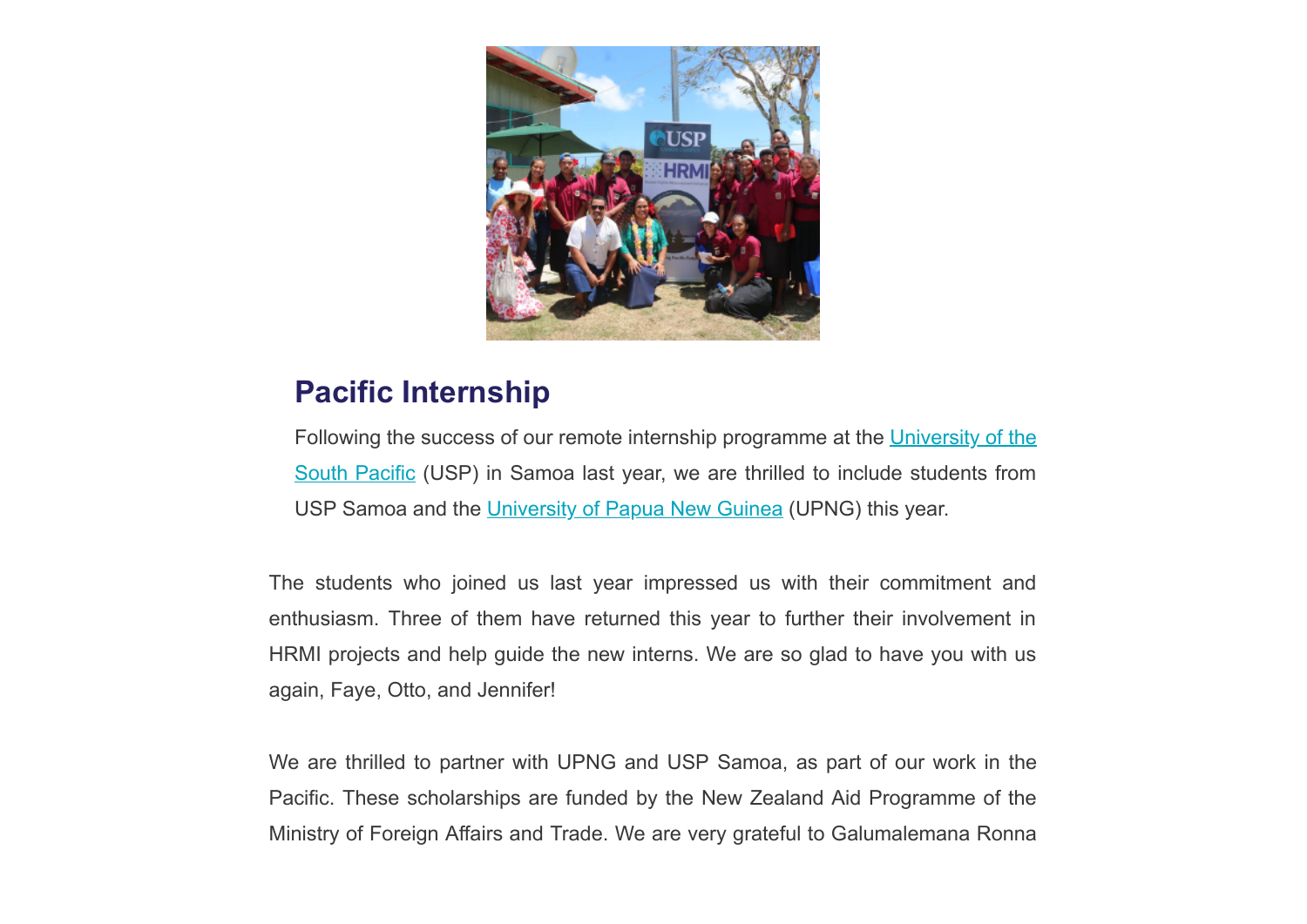## Pacific Internship

Following the success of our remote internship programme at the [University of the South Pacific](#) (USP) in Samoa last year, we are thrilled to include students from USP Samoa and the [University of Papua New Guinea](#) (UPNG) this year.

The students who joined us last year impressed us with their commitment and enthusiasm. Three of them have returned this year to further their involvement in HRMI projects and help guide the new interns. We are so glad to have you with us again, Faye, Otto, and Jennifer!

We are thrilled to partner with UPNG and USP Samoa, as part of our work in the Pacific. These scholarships are funded by the New Zealand Aid Programme of the Ministry of Foreign Affairs and Trade. We are very grateful to Galumalemana Ronna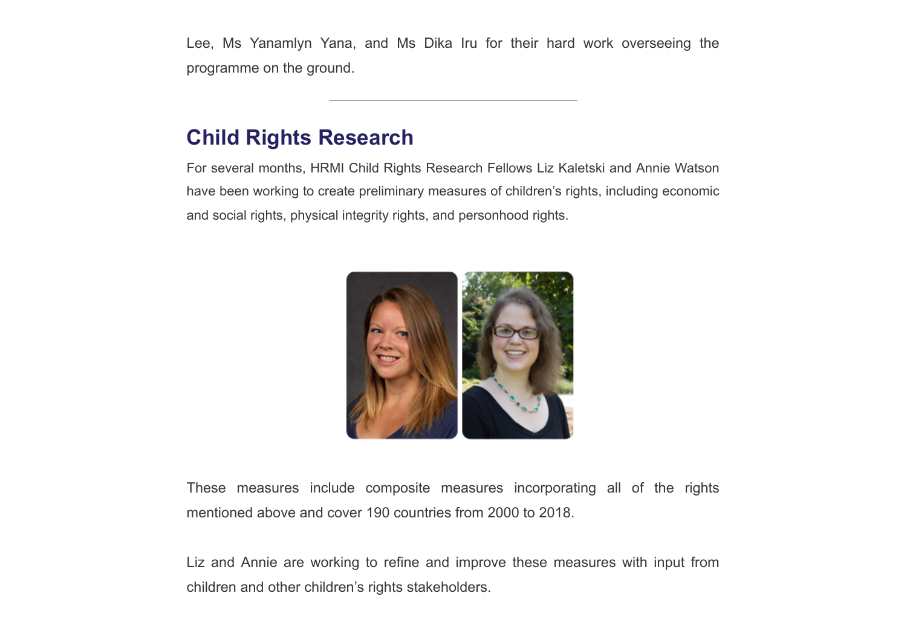Lee, Ms Yanamlyn Yana, and Ms Dika Iru for their hard work overseeing the programme on the ground.

---

## Child Rights Research

For several months, HRMI Child Rights Research Fellows Liz Kaletski and Annie Watson have been working to create preliminary measures of children's rights, including economic and social rights, physical integrity rights, and personhood rights.

These measures include composite measures incorporating all of the rights mentioned above and cover 190 countries from 2000 to 2018.

Liz and Annie are working to refine and improve these measures with input from children and other children's rights stakeholders.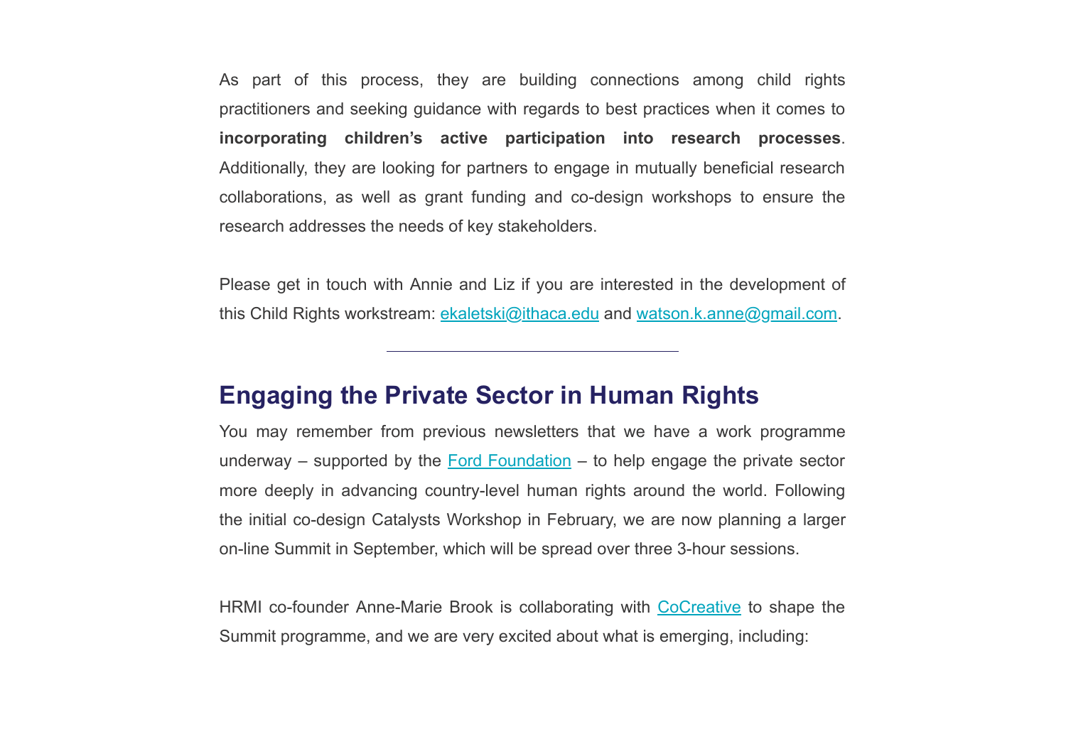As part of this process, they are building connections among child rights practitioners and seeking guidance with regards to best practices when it comes to **incorporating children's active participation into research processes**. Additionally, they are looking for partners to engage in mutually beneficial research collaborations, as well as grant funding and co-design workshops to ensure the research addresses the needs of key stakeholders.

Please get in touch with Annie and Liz if you are interested in the development of this Child Rights workstream: ekaletski@ithaca.edu and watson.k.anne@gmail.com.

---

## Engaging the Private Sector in Human Rights

You may remember from previous newsletters that we have a work programme underway – supported by the Ford Foundation – to help engage the private sector more deeply in advancing country-level human rights around the world. Following the initial co-design Catalysts Workshop in February, we are now planning a larger on-line Summit in September, which will be spread over three 3-hour sessions.

HRMI co-founder Anne-Marie Brook is collaborating with CoCreative to shape the Summit programme, and we are very excited about what is emerging, including: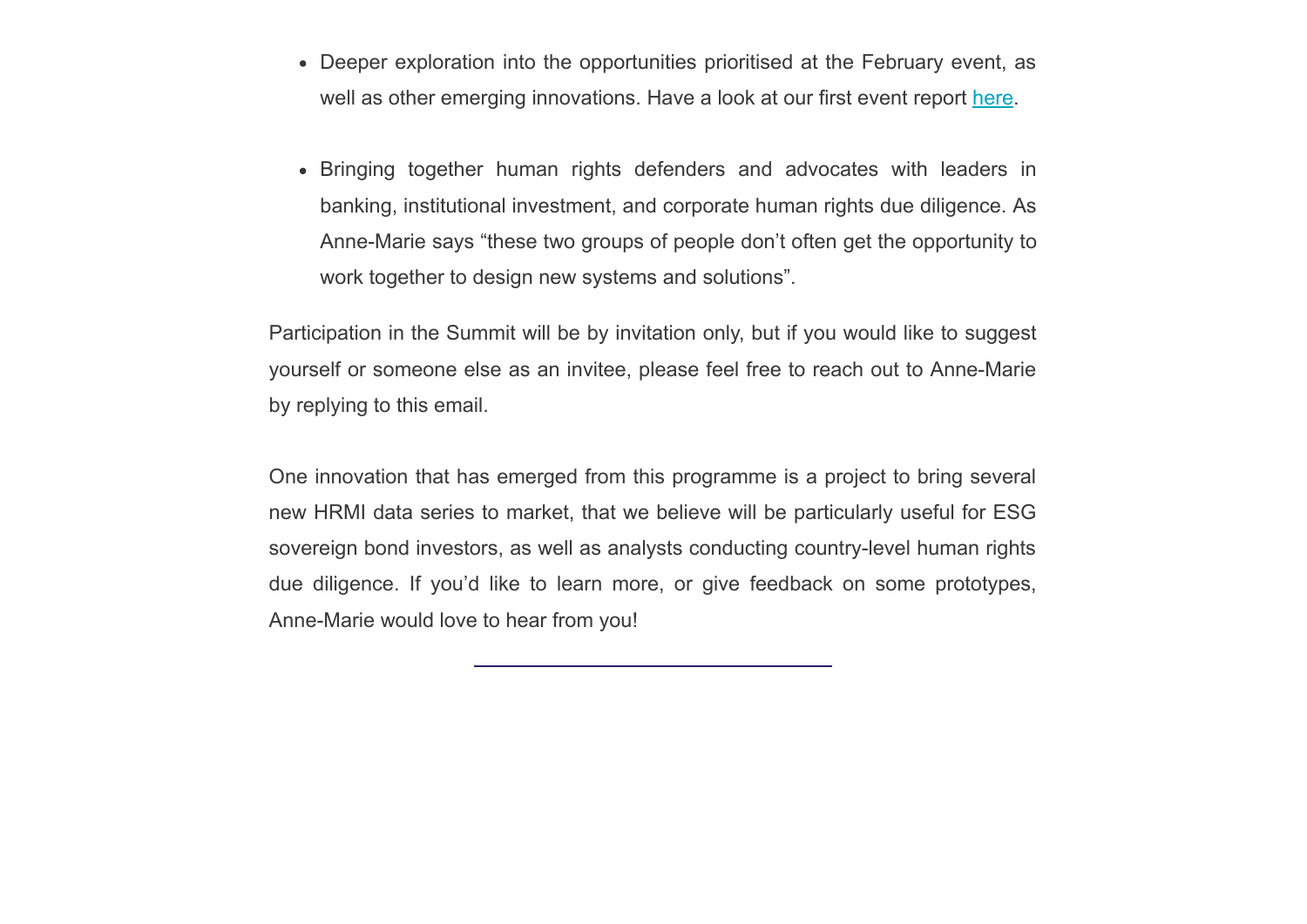- Deeper exploration into the opportunities prioritised at the February event, as well as other emerging innovations. Have a look at our first event report here.

- Bringing together human rights defenders and advocates with leaders in banking, institutional investment, and corporate human rights due diligence. As Anne-Marie says "these two groups of people don't often get the opportunity to work together to design new systems and solutions".

Participation in the Summit will be by invitation only, but if you would like to suggest yourself or someone else as an invitee, please feel free to reach out to Anne-Marie by replying to this email.

One innovation that has emerged from this programme is a project to bring several new HRMI data series to market, that we believe will be particularly useful for ESG sovereign bond investors, as well as analysts conducting country-level human rights due diligence. If you'd like to learn more, or give feedback on some prototypes, Anne-Marie would love to hear from you!

---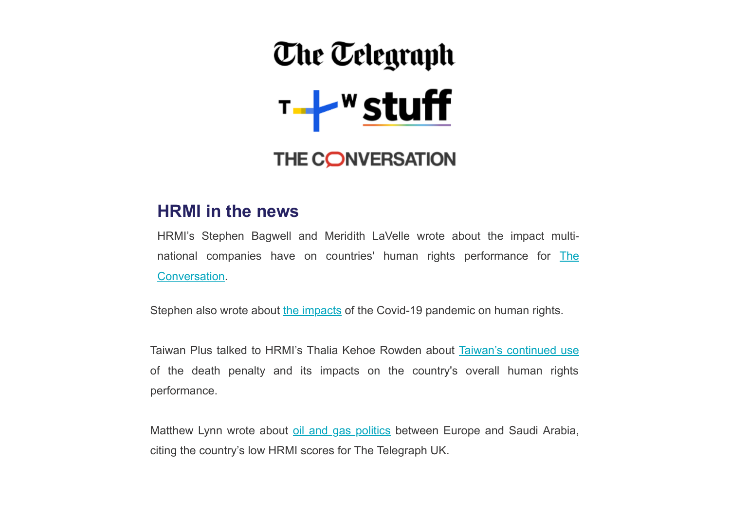## HRMI in the news

HRMI's Stephen Bagwell and Meridith LaVelle wrote about the impact multi-national companies have on countries' human rights performance for The Conversation.

Stephen also wrote about the impacts of the Covid-19 pandemic on human rights.

Taiwan Plus talked to HRMI's Thalia Kehoe Rowden about Taiwan's continued use of the death penalty and its impacts on the country's overall human rights performance.

Matthew Lynn wrote about oil and gas politics between Europe and Saudi Arabia, citing the country's low HRMI scores for The Telegraph UK.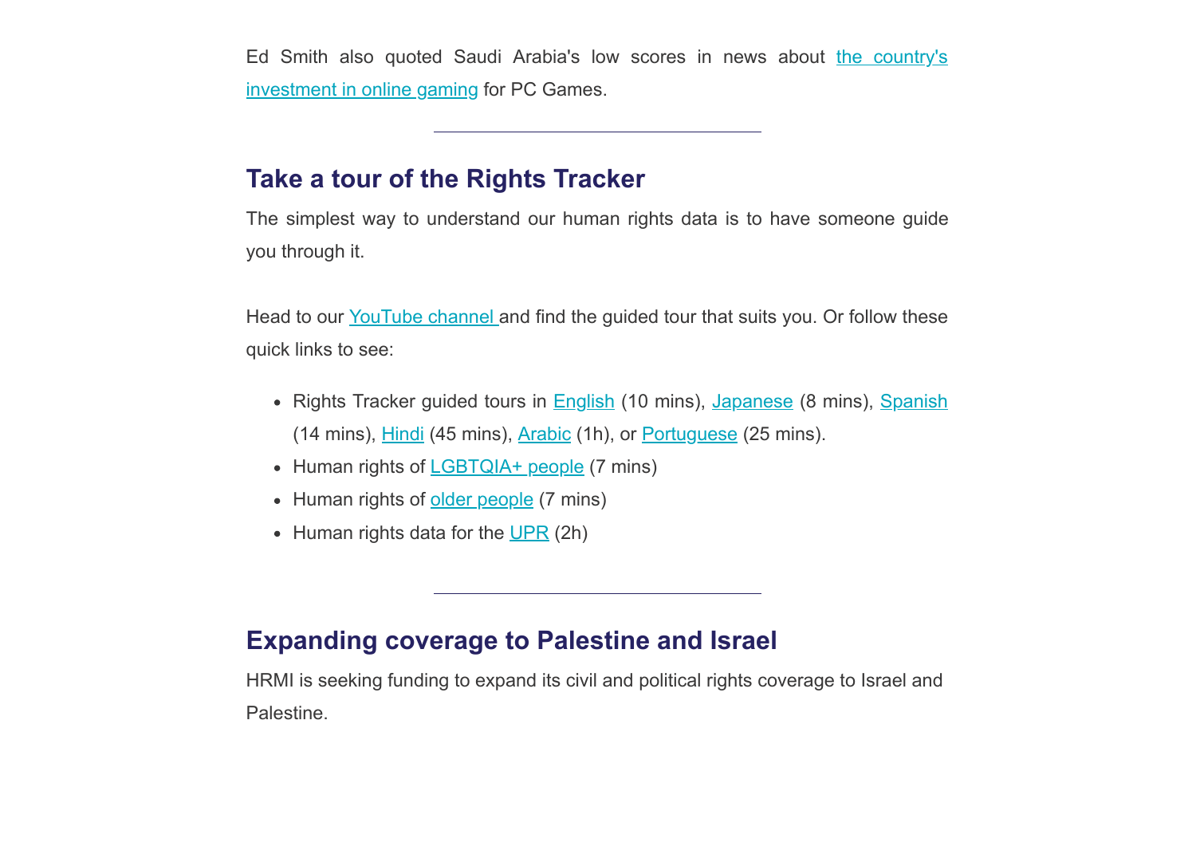Ed Smith also quoted Saudi Arabia's low scores in news about the country's investment in online gaming for PC Games.

---

## Take a tour of the Rights Tracker

The simplest way to understand our human rights data is to have someone guide you through it.

Head to our YouTube channel and find the guided tour that suits you. Or follow these quick links to see:

- Rights Tracker guided tours in English (10 mins), Japanese (8 mins), Spanish (14 mins), Hindi (45 mins), Arabic (1h), or Portuguese (25 mins).
- Human rights of LGBTQIA+ people (7 mins)
- Human rights of older people (7 mins)
- Human rights data for the UPR (2h)

---

## Expanding coverage to Palestine and Israel

HRMI is seeking funding to expand its civil and political rights coverage to Israel and Palestine.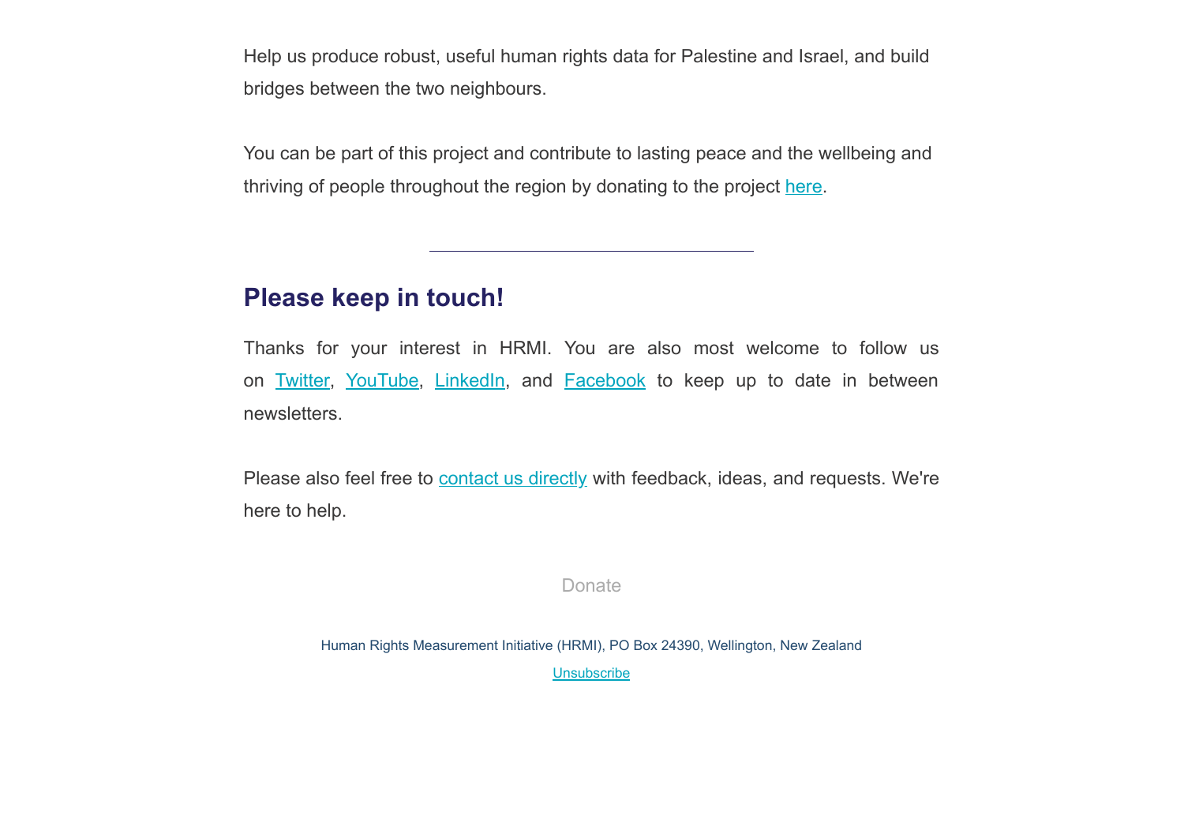Help us produce robust, useful human rights data for Palestine and Israel, and build bridges between the two neighbours.

You can be part of this project and contribute to lasting peace and the wellbeing and thriving of people throughout the region by donating to the project here.

---

## Please keep in touch!

Thanks for your interest in HRMI. You are also most welcome to follow us on Twitter, YouTube, LinkedIn, and Facebook to keep up to date in between newsletters.

Please also feel free to contact us directly with feedback, ideas, and requests. We're here to help.

Donate

Human Rights Measurement Initiative (HRMI), PO Box 24390, Wellington, New Zealand

Unsubscribe